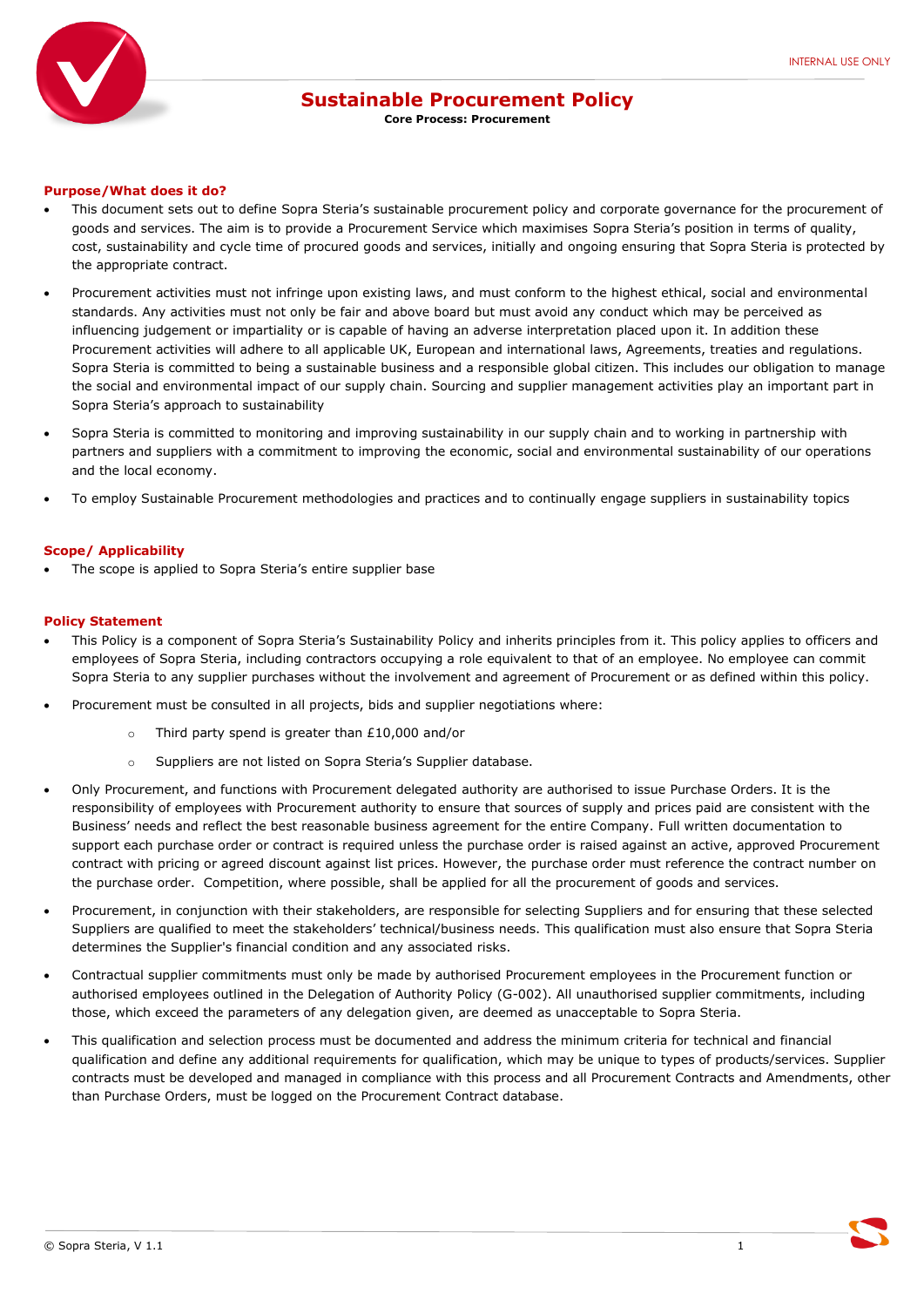# Sustainable Procurement Policy

**Core Process: Procurement**

## Purpose/What does it do?

- This document sets out to define Sopra Steria's sustainable procurement policy and corporate governance for the procurement of goods and services. The aim is to provide a Procurement Service which maximises Sopra Steria's position in terms of quality, cost, sustainability and cycle time of procured goods and services, initially and ongoing ensuring that Sopra Steria is protected by the appropriate contract.
- Procurement activities must not infringe upon existing laws, and must conform to the highest ethical, social and environmental standards. Any activities must not only be fair and above board but must avoid any conduct which may be perceived as influencing judgement or impartiality or is capable of having an adverse interpretation placed upon it. In addition these Procurement activities will adhere to all applicable UK, European and international laws, Agreements, treaties and regulations. Sopra Steria is committed to being a sustainable business and a responsible global citizen. This includes our obligation to manage the social and environmental impact of our supply chain. Sourcing and supplier management activities play an important part in Sopra Steria's approach to sustainability
- Sopra Steria is committed to monitoring and improving sustainability in our supply chain and to working in partnership with partners and suppliers with a commitment to improving the economic, social and environmental sustainability of our operations and the local economy.
- To employ Sustainable Procurement methodologies and practices and to continually engage suppliers in sustainability topics

## Scope/ Applicability

- The scope is applied to Sopra Steria's entire supplier base

## Policy Statement

- This Policy is a component of Sopra Steria's Sustainability Policy and inherits principles from it. This policy applies to officers and employees of Sopra Steria, including contractors occupying a role equivalent to that of an employee. No employee can commit Sopra Steria to any supplier purchases without the involvement and agreement of Procurement or as defined within this policy.
- Procurement must be consulted in all projects, bids and supplier negotiations where:
  - Third party spend is greater than £10,000 and/or
  - Suppliers are not listed on Sopra Steria's Supplier database.
- Only Procurement, and functions with Procurement delegated authority are authorised to issue Purchase Orders. It is the responsibility of employees with Procurement authority to ensure that sources of supply and prices paid are consistent with the Business' needs and reflect the best reasonable business agreement for the entire Company. Full written documentation to support each purchase order or contract is required unless the purchase order is raised against an active, approved Procurement contract with pricing or agreed discount against list prices. However, the purchase order must reference the contract number on the purchase order. Competition, where possible, shall be applied for all the procurement of goods and services.
- Procurement, in conjunction with their stakeholders, are responsible for selecting Suppliers and for ensuring that these selected Suppliers are qualified to meet the stakeholders' technical/business needs. This qualification must also ensure that Sopra Steria determines the Supplier's financial condition and any associated risks.
- Contractual supplier commitments must only be made by authorised Procurement employees in the Procurement function or authorised employees outlined in the Delegation of Authority Policy (G-002). All unauthorised supplier commitments, including those, which exceed the parameters of any delegation given, are deemed as unacceptable to Sopra Steria.
- This qualification and selection process must be documented and address the minimum criteria for technical and financial qualification and define any additional requirements for qualification, which may be unique to types of products/services. Supplier contracts must be developed and managed in compliance with this process and all Procurement Contracts and Amendments, other than Purchase Orders, must be logged on the Procurement Contract database.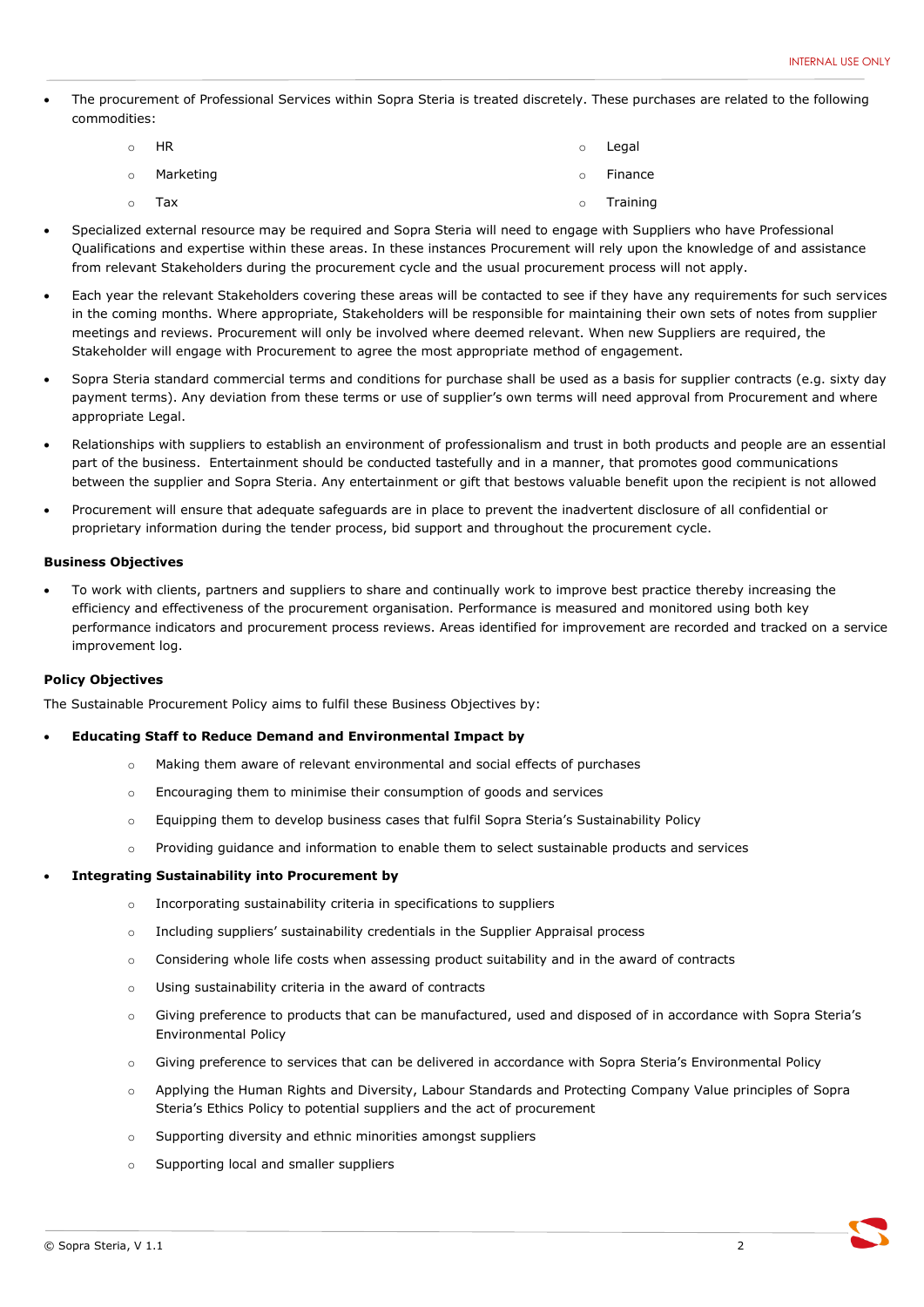- The procurement of Professional Services within Sopra Steria is treated discretely. These purchases are related to the following commodities:
    - HR
    - Marketing
    - Tax
    - Legal
    - Finance
    - Training
- Specialized external resource may be required and Sopra Steria will need to engage with Suppliers who have Professional Qualifications and expertise within these areas. In these instances Procurement will rely upon the knowledge of and assistance from relevant Stakeholders during the procurement cycle and the usual procurement process will not apply.
- Each year the relevant Stakeholders covering these areas will be contacted to see if they have any requirements for such services in the coming months. Where appropriate, Stakeholders will be responsible for maintaining their own sets of notes from supplier meetings and reviews. Procurement will only be involved where deemed relevant. When new Suppliers are required, the Stakeholder will engage with Procurement to agree the most appropriate method of engagement.
- Sopra Steria standard commercial terms and conditions for purchase shall be used as a basis for supplier contracts (e.g. sixty day payment terms). Any deviation from these terms or use of supplier's own terms will need approval from Procurement and where appropriate Legal.
- Relationships with suppliers to establish an environment of professionalism and trust in both products and people are an essential part of the business. Entertainment should be conducted tastefully and in a manner, that promotes good communications between the supplier and Sopra Steria. Any entertainment or gift that bestows valuable benefit upon the recipient is not allowed
- Procurement will ensure that adequate safeguards are in place to prevent the inadvertent disclosure of all confidential or proprietary information during the tender process, bid support and throughout the procurement cycle.

**Business Objectives**

- To work with clients, partners and suppliers to share and continually work to improve best practice thereby increasing the efficiency and effectiveness of the procurement organisation. Performance is measured and monitored using both key performance indicators and procurement process reviews. Areas identified for improvement are recorded and tracked on a service improvement log.

**Policy Objectives**

The Sustainable Procurement Policy aims to fulfil these Business Objectives by:

- **Educating Staff to Reduce Demand and Environmental Impact by**
    - Making them aware of relevant environmental and social effects of purchases
    - Encouraging them to minimise their consumption of goods and services
    - Equipping them to develop business cases that fulfil Sopra Steria's Sustainability Policy
    - Providing guidance and information to enable them to select sustainable products and services
- **Integrating Sustainability into Procurement by**
    - Incorporating sustainability criteria in specifications to suppliers
    - Including suppliers' sustainability credentials in the Supplier Appraisal process
    - Considering whole life costs when assessing product suitability and in the award of contracts
    - Using sustainability criteria in the award of contracts
    - Giving preference to products that can be manufactured, used and disposed of in accordance with Sopra Steria's Environmental Policy
    - Giving preference to services that can be delivered in accordance with Sopra Steria's Environmental Policy
    - Applying the Human Rights and Diversity, Labour Standards and Protecting Company Value principles of Sopra Steria's Ethics Policy to potential suppliers and the act of procurement
    - Supporting diversity and ethnic minorities amongst suppliers
    - Supporting local and smaller suppliers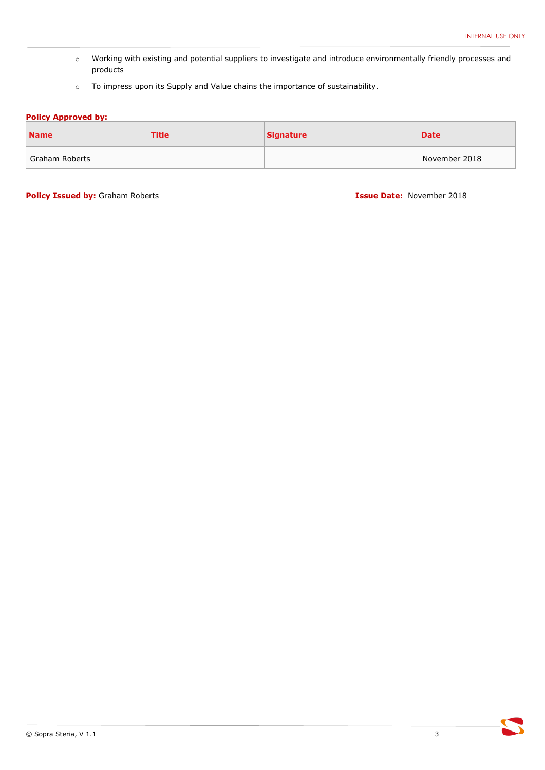- Working with existing and potential suppliers to investigate and introduce environmentally friendly processes and products
- To impress upon its Supply and Value chains the importance of sustainability.

**Policy Approved by:**

| Name | Title | Signature | Date |
| --- | --- | --- | --- |
| Graham Roberts | | | November 2018 |

**Policy Issued by:** Graham Roberts

**Issue Date:** November 2018